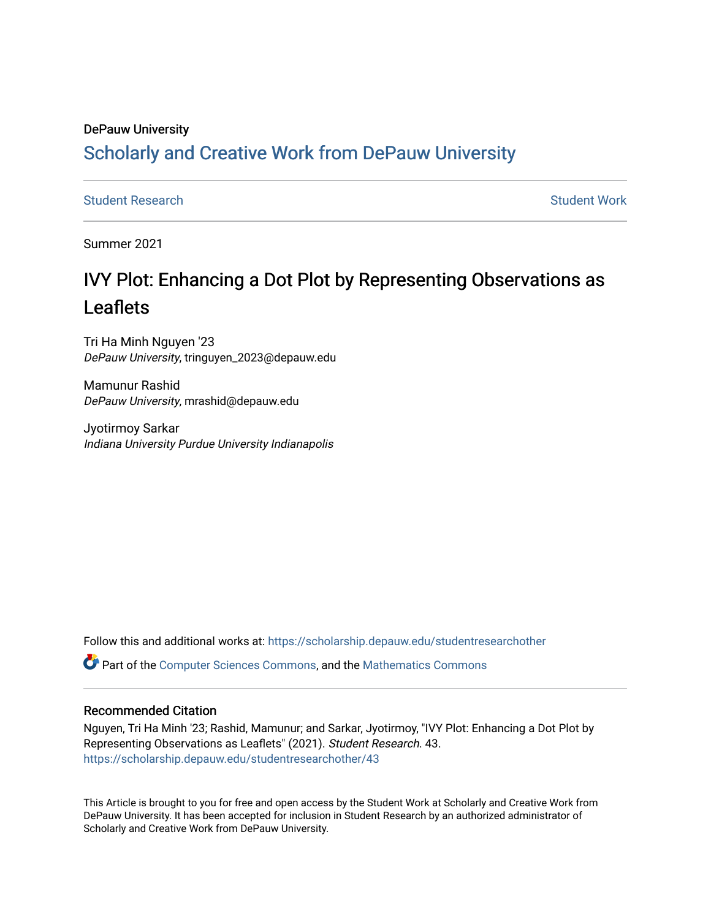DePauw University

## Scholarly and Creative Work from DePauw University

Student Research                                                                 Student Work

Summer 2021

# IVY Plot: Enhancing a Dot Plot by Representing Observations as Leaflets

Tri Ha Minh Nguyen '23
*DePauw University*, tringuyen_2023@depauw.edu

Mamunur Rashid
*DePauw University*, mrashid@depauw.edu

Jyotirmoy Sarkar
*Indiana University Purdue University Indianapolis*

Follow this and additional works at: https://scholarship.depauw.edu/studentresearchother

Part of the Computer Sciences Commons, and the Mathematics Commons

### Recommended Citation

Nguyen, Tri Ha Minh '23; Rashid, Mamunur; and Sarkar, Jyotirmoy, "IVY Plot: Enhancing a Dot Plot by Representing Observations as Leaflets" (2021). *Student Research.* 43.
https://scholarship.depauw.edu/studentresearchother/43

This Article is brought to you for free and open access by the Student Work at Scholarly and Creative Work from DePauw University. It has been accepted for inclusion in Student Research by an authorized administrator of Scholarly and Creative Work from DePauw University.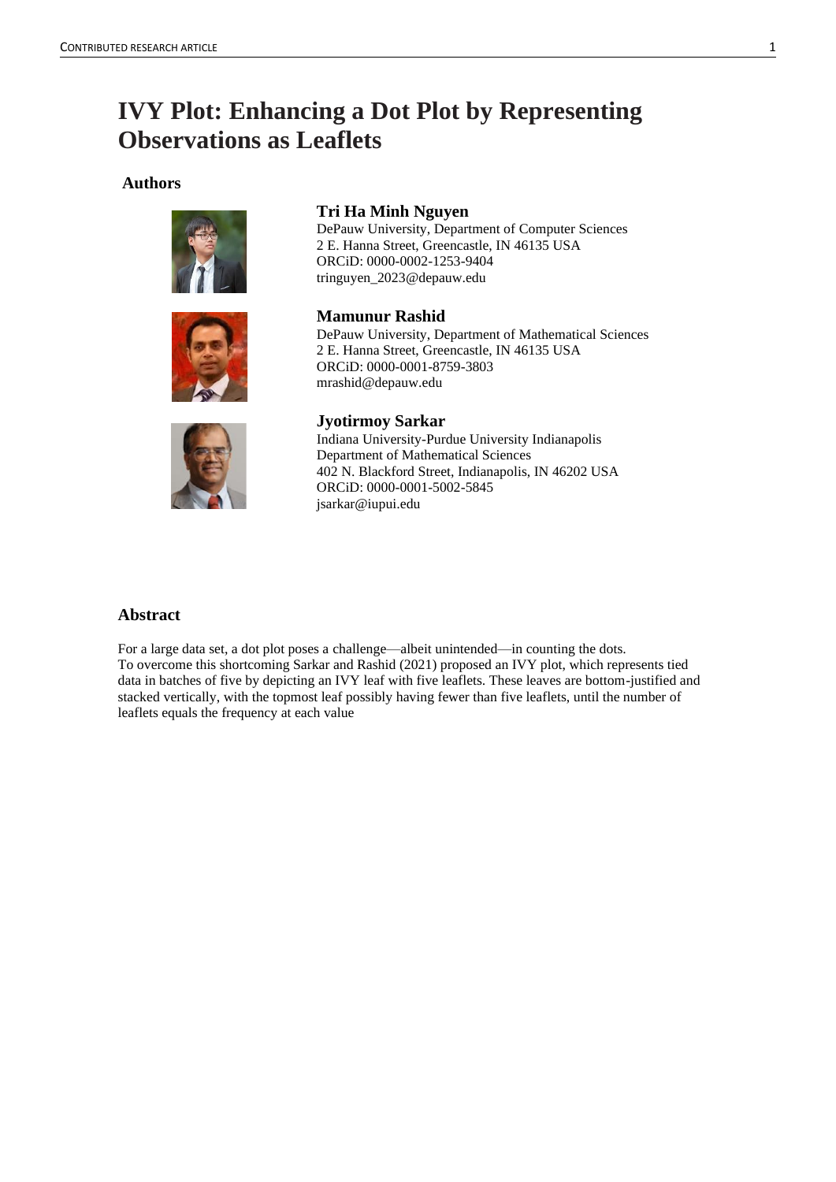# IVY Plot: Enhancing a Dot Plot by Representing Observations as Leaflets

**Authors**

**Tri Ha Minh Nguyen**
DePauw University, Department of Computer Sciences
2 E. Hanna Street, Greencastle, IN 46135 USA
ORCiD: 0000-0002-1253-9404
tringuyen_2023@depauw.edu

**Mamunur Rashid**
DePauw University, Department of Mathematical Sciences
2 E. Hanna Street, Greencastle, IN 46135 USA
ORCiD: 0000-0001-8759-3803
mrashid@depauw.edu

**Jyotirmoy Sarkar**
Indiana University-Purdue University Indianapolis
Department of Mathematical Sciences
402 N. Blackford Street, Indianapolis, IN 46202 USA
ORCiD: 0000-0001-5002-5845
jsarkar@iupui.edu

## Abstract

For a large data set, a dot plot poses a challenge—albeit unintended—in counting the dots. To overcome this shortcoming Sarkar and Rashid (2021) proposed an IVY plot, which represents tied data in batches of five by depicting an IVY leaf with five leaflets. These leaves are bottom-justified and stacked vertically, with the topmost leaf possibly having fewer than five leaflets, until the number of leaflets equals the frequency at each value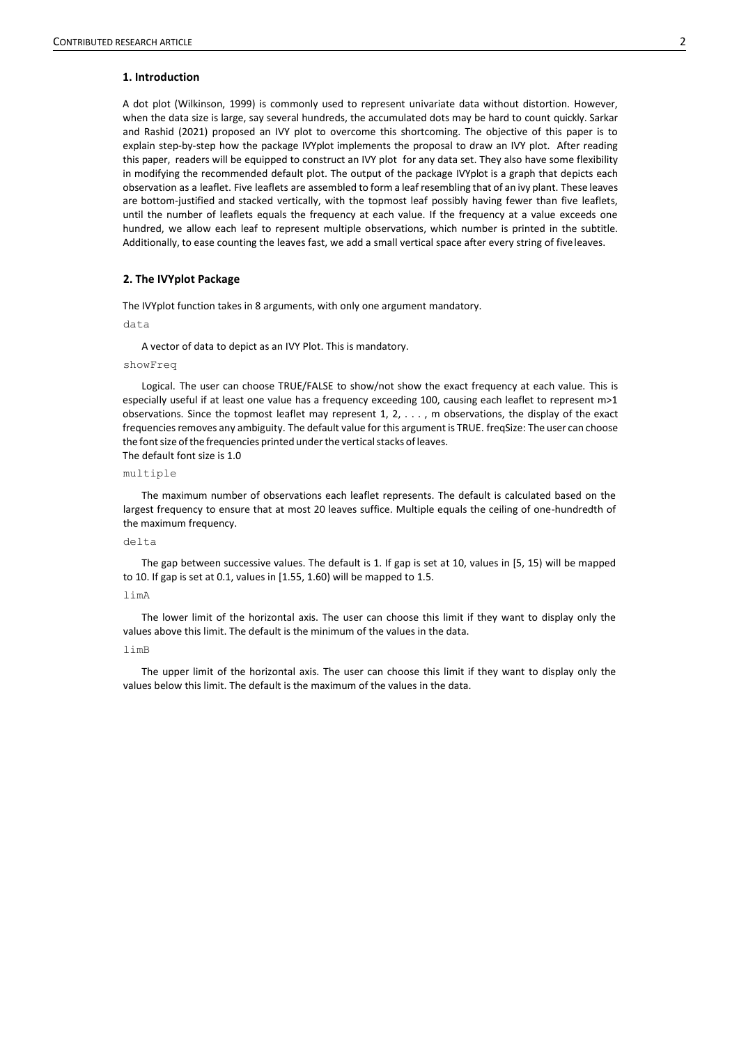## 1. Introduction

A dot plot (Wilkinson, 1999) is commonly used to represent univariate data without distortion. However, when the data size is large, say several hundreds, the accumulated dots may be hard to count quickly. Sarkar and Rashid (2021) proposed an IVY plot to overcome this shortcoming. The objective of this paper is to explain step-by-step how the package IVYplot implements the proposal to draw an IVY plot. After reading this paper, readers will be equipped to construct an IVY plot for any data set. They also have some flexibility in modifying the recommended default plot. The output of the package IVYplot is a graph that depicts each observation as a leaflet. Five leaflets are assembled to form a leaf resembling that of an ivy plant. These leaves are bottom-justified and stacked vertically, with the topmost leaf possibly having fewer than five leaflets, until the number of leaflets equals the frequency at each value. If the frequency at a value exceeds one hundred, we allow each leaf to represent multiple observations, which number is printed in the subtitle. Additionally, to ease counting the leaves fast, we add a small vertical space after every string of five leaves.

## 2. The IVYplot Package

The IVYplot function takes in 8 arguments, with only one argument mandatory.

`data`

A vector of data to depict as an IVY Plot. This is mandatory.

`showFreq`

Logical. The user can choose TRUE/FALSE to show/not show the exact frequency at each value. This is especially useful if at least one value has a frequency exceeding 100, causing each leaflet to represent m>1 observations. Since the topmost leaflet may represent 1, 2, . . . , m observations, the display of the exact frequencies removes any ambiguity. The default value for this argument is TRUE. freqSize: The user can choose the font size of the frequencies printed under the vertical stacks of leaves.
The default font size is 1.0

`multiple`

The maximum number of observations each leaflet represents. The default is calculated based on the largest frequency to ensure that at most 20 leaves suffice. Multiple equals the ceiling of one-hundredth of the maximum frequency.

`delta`

The gap between successive values. The default is 1. If gap is set at 10, values in [5, 15) will be mapped to 10. If gap is set at 0.1, values in [1.55, 1.60) will be mapped to 1.5.

`limA`

The lower limit of the horizontal axis. The user can choose this limit if they want to display only the values above this limit. The default is the minimum of the values in the data.

`limB`

The upper limit of the horizontal axis. The user can choose this limit if they want to display only the values below this limit. The default is the maximum of the values in the data.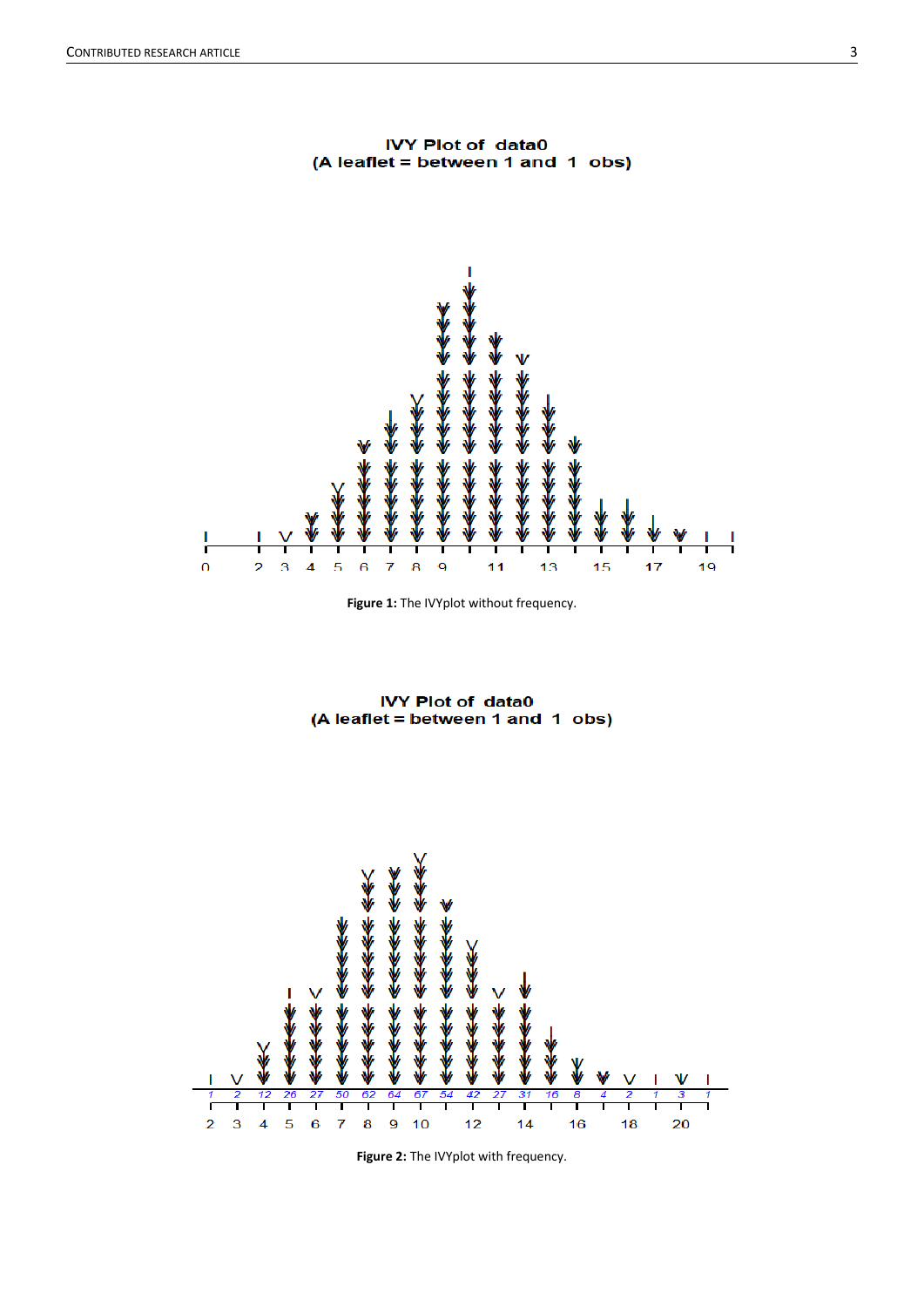**IVY Plot of data0**
**(A leaflet = between 1 and 1 obs)**

**Figure 1:** The IVYplot without frequency.

**IVY Plot of data0**
**(A leaflet = between 1 and 1 obs)**

**Figure 2:** The IVYplot with frequency.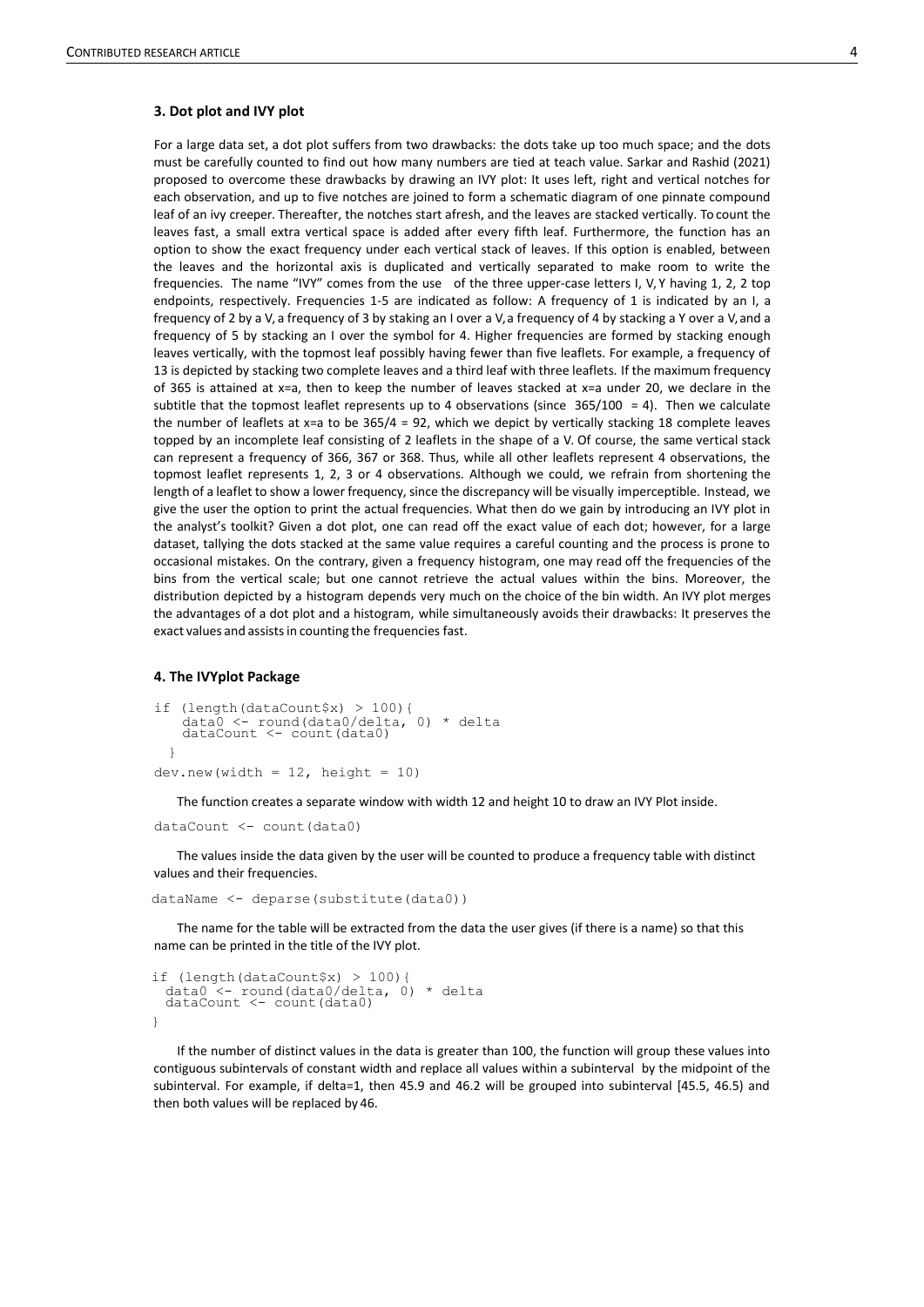### 3. Dot plot and IVY plot

For a large data set, a dot plot suffers from two drawbacks: the dots take up too much space; and the dots must be carefully counted to find out how many numbers are tied at teach value. Sarkar and Rashid (2021) proposed to overcome these drawbacks by drawing an IVY plot: It uses left, right and vertical notches for each observation, and up to five notches are joined to form a schematic diagram of one pinnate compound leaf of an ivy creeper. Thereafter, the notches start afresh, and the leaves are stacked vertically. To count the leaves fast, a small extra vertical space is added after every fifth leaf. Furthermore, the function has an option to show the exact frequency under each vertical stack of leaves. If this option is enabled, between the leaves and the horizontal axis is duplicated and vertically separated to make room to write the frequencies. The name "IVY" comes from the use of the three upper-case letters I, V, Y having 1, 2, 2 top endpoints, respectively. Frequencies 1-5 are indicated as follow: A frequency of 1 is indicated by an I, a frequency of 2 by a V, a frequency of 3 by staking an I over a V, a frequency of 4 by stacking a Y over a V, and a frequency of 5 by stacking an I over the symbol for 4. Higher frequencies are formed by stacking enough leaves vertically, with the topmost leaf possibly having fewer than five leaflets. For example, a frequency of 13 is depicted by stacking two complete leaves and a third leaf with three leaflets. If the maximum frequency of 365 is attained at x=a, then to keep the number of leaves stacked at x=a under 20, we declare in the subtitle that the topmost leaflet represents up to 4 observations (since 365/100 = 4). Then we calculate the number of leaflets at x=a to be 365/4 = 92, which we depict by vertically stacking 18 complete leaves topped by an incomplete leaf consisting of 2 leaflets in the shape of a V. Of course, the same vertical stack can represent a frequency of 366, 367 or 368. Thus, while all other leaflets represent 4 observations, the topmost leaflet represents 1, 2, 3 or 4 observations. Although we could, we refrain from shortening the length of a leaflet to show a lower frequency, since the discrepancy will be visually imperceptible. Instead, we give the user the option to print the actual frequencies. What then do we gain by introducing an IVY plot in the analyst's toolkit? Given a dot plot, one can read off the exact value of each dot; however, for a large dataset, tallying the dots stacked at the same value requires a careful counting and the process is prone to occasional mistakes. On the contrary, given a frequency histogram, one may read off the frequencies of the bins from the vertical scale; but one cannot retrieve the actual values within the bins. Moreover, the distribution depicted by a histogram depends very much on the choice of the bin width. An IVY plot merges the advantages of a dot plot and a histogram, while simultaneously avoids their drawbacks: It preserves the exact values and assists in counting the frequencies fast.

### 4. The IVYplot Package

```
if (length(dataCount$x) > 100){
    data0 <- round(data0/delta, 0) * delta
    dataCount <- count(data0)
  }
dev.new(width = 12, height = 10)
```

The function creates a separate window with width 12 and height 10 to draw an IVY Plot inside.

```
dataCount <- count(data0)
```

The values inside the data given by the user will be counted to produce a frequency table with distinct values and their frequencies.

```
dataName <- deparse(substitute(data0))
```

The name for the table will be extracted from the data the user gives (if there is a name) so that this name can be printed in the title of the IVY plot.

```
if (length(dataCount$x) > 100){
  data0 <- round(data0/delta, 0) * delta
  dataCount <- count(data0)
}
```

If the number of distinct values in the data is greater than 100, the function will group these values into contiguous subintervals of constant width and replace all values within a subinterval by the midpoint of the subinterval. For example, if delta=1, then 45.9 and 46.2 will be grouped into subinterval [45.5, 46.5) and then both values will be replaced by 46.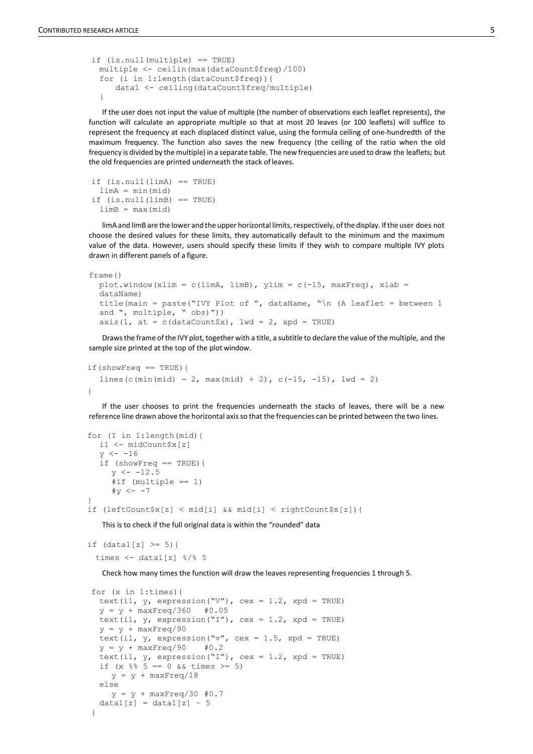```
if (is.null(multiple) == TRUE)
  multiple <- ceilin(max(dataCount$freq)/100)
  for (i in 1:length(dataCount$freq)){
      data1 <- ceiling(dataCount$freq/multiple)
  }
```

If the user does not input the value of multiple (the number of observations each leaflet represents), the function will calculate an appropriate multiple so that at most 20 leaves (or 100 leaflets) will suffice to represent the frequency at each displaced distinct value, using the formula ceiling of one-hundredth of the maximum frequency. The function also saves the new frequency (the ceiling of the ratio when the old frequency is divided by the multiple) in a separate table. The new frequencies are used to draw the leaflets; but the old frequencies are printed underneath the stack of leaves.

```
if (is.null(limA) == TRUE)
  limA = min(mid)
if (is.null(limB) == TRUE)
  limB = max(mid)
```

limA and limB are the lower and the upper horizontal limits, respectively, of the display. If the user does not choose the desired values for these limits, they automatically default to the minimum and the maximum value of the data. However, users should specify these limits if they wish to compare multiple IVY plots drawn in different panels of a figure.

```
frame()
  plot.window(xlim = c(limA, limB), ylim = c(-15, maxFreq), xlab =
  dataName)
  title(main = paste("IVY Plot of ", dataName, "\n (A leaflet = between 1
  and ", multiple, " obs)"))
  axis(1, at = c(dataCount$x), lwd = 2, xpd = TRUE)
```

Draws the frame of the IVY plot, together with a title, a subtitle to declare the value of the multiple, and the sample size printed at the top of the plot window.

```
if(showFreq == TRUE){
  lines(c(min(mid) - 2, max(mid) + 2), c(-15, -15), lwd = 2)
}
```

If the user chooses to print the frequencies underneath the stacks of leaves, there will be a new reference line drawn above the horizontal axis so that the frequencies can be printed between the two lines.

```
for (I in 1:length(mid){
  i1 <- midCount$x[z]
  y <- -16
  if (showFreq == TRUE){
    y <- -12.5
    #if (multiple == 1)
    #y <- -7
}
if (leftCount$x[z] < mid[i] && mid[i] < rightCount$x[z]){
```

This is to check if the full original data is within the "rounded" data

```
if (data1[z] >= 5){
  times <- data1[z] %/% 5
```

Check how many times the function will draw the leaves representing frequencies 1 through 5.

```
for (x in 1:times){
  text(i1, y, expression("V"), cex = 1.2, xpd = TRUE)
  y = y + maxFreq/360  #0.05
  text(i1, y, expression("I"), cex = 1.2, xpd = TRUE)
  y = y + maxFreq/90
  text(i1, y, expression("v", cex = 1.5, xpd = TRUE)
  y = y + maxFreq/90   #0.2
  text(i1, y, expression("I"), cex = 1.2, xpd = TRUE)
  if (x %% 5 == 0 && times >= 5)
    y = y + maxFreq/18
  else
    y = y + maxFreq/30 #0.7
  data1[z] = data1[z] - 5
}
```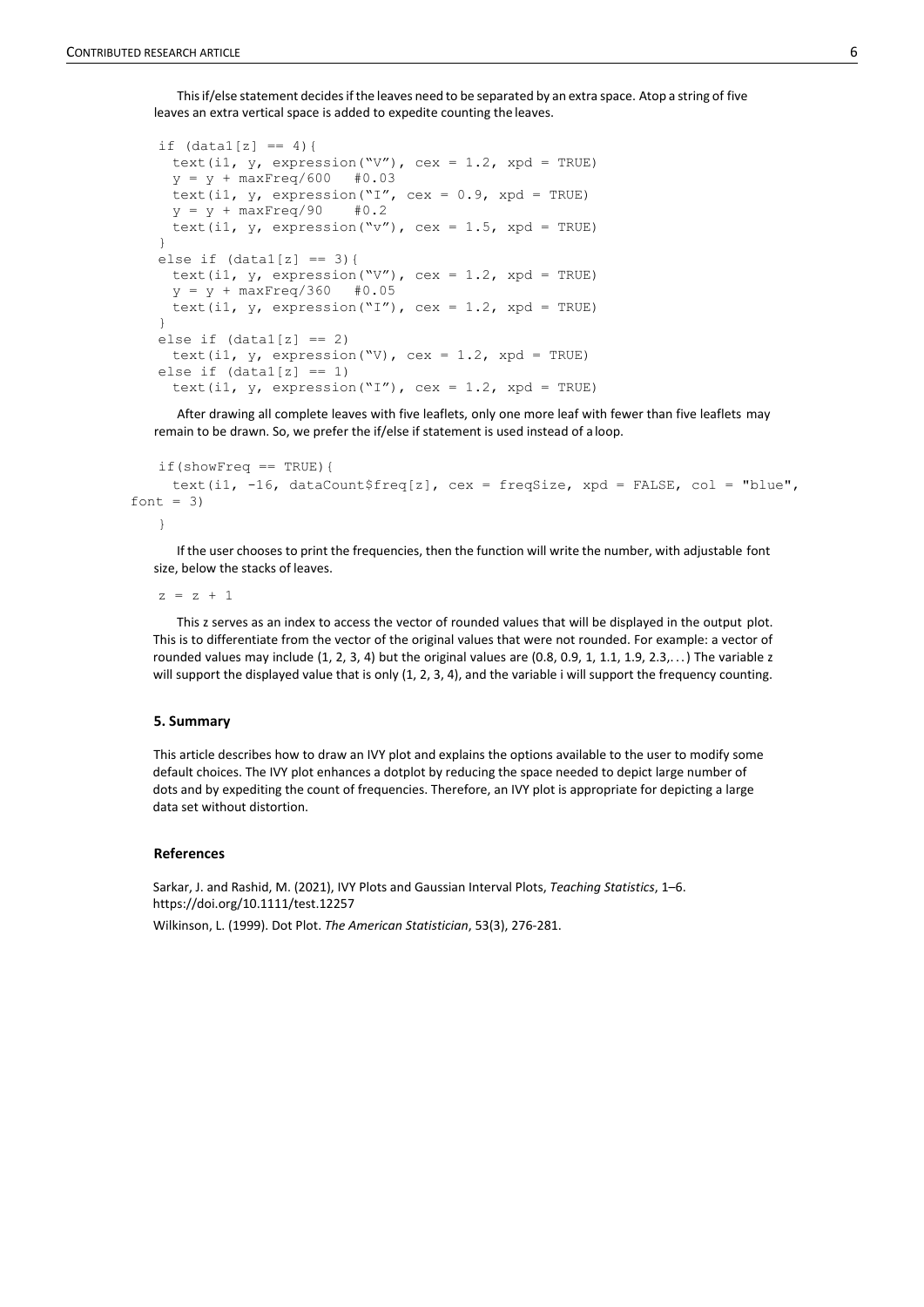This if/else statement decides if the leaves need to be separated by an extra space. Atop a string of five leaves an extra vertical space is added to expedite counting the leaves.

```
if (data1[z] == 4){
  text(i1, y, expression("V"), cex = 1.2, xpd = TRUE)
  y = y + maxFreq/600   #0.03
  text(i1, y, expression("I", cex = 0.9, xpd = TRUE)
  y = y + maxFreq/90    #0.2
  text(i1, y, expression("v"), cex = 1.5, xpd = TRUE)
}
else if (data1[z] == 3){
  text(i1, y, expression("V"), cex = 1.2, xpd = TRUE)
  y = y + maxFreq/360   #0.05
  text(i1, y, expression("I"), cex = 1.2, xpd = TRUE)
}
else if (data1[z] == 2)
  text(i1, y, expression("V), cex = 1.2, xpd = TRUE)
else if (data1[z] == 1)
  text(i1, y, expression("I"), cex = 1.2, xpd = TRUE)
```

After drawing all complete leaves with five leaflets, only one more leaf with fewer than five leaflets may remain to be drawn. So, we prefer the if/else if statement is used instead of a loop.

```
if(showFreq == TRUE){
  text(i1, -16, dataCount$freq[z], cex = freqSize, xpd = FALSE, col = "blue",
font = 3)
}
```

If the user chooses to print the frequencies, then the function will write the number, with adjustable font size, below the stacks of leaves.

```
z = z + 1
```

This z serves as an index to access the vector of rounded values that will be displayed in the output plot. This is to differentiate from the vector of the original values that were not rounded. For example: a vector of rounded values may include (1, 2, 3, 4) but the original values are (0.8, 0.9, 1, 1.1, 1.9, 2.3,. . . ) The variable z will support the displayed value that is only (1, 2, 3, 4), and the variable i will support the frequency counting.

## 5. Summary

This article describes how to draw an IVY plot and explains the options available to the user to modify some default choices. The IVY plot enhances a dotplot by reducing the space needed to depict large number of dots and by expediting the count of frequencies. Therefore, an IVY plot is appropriate for depicting a large data set without distortion.

## References

Sarkar, J. and Rashid, M. (2021), IVY Plots and Gaussian Interval Plots, *Teaching Statistics*, 1–6. https://doi.org/10.1111/test.12257

Wilkinson, L. (1999). Dot Plot. *The American Statistician*, 53(3), 276-281.